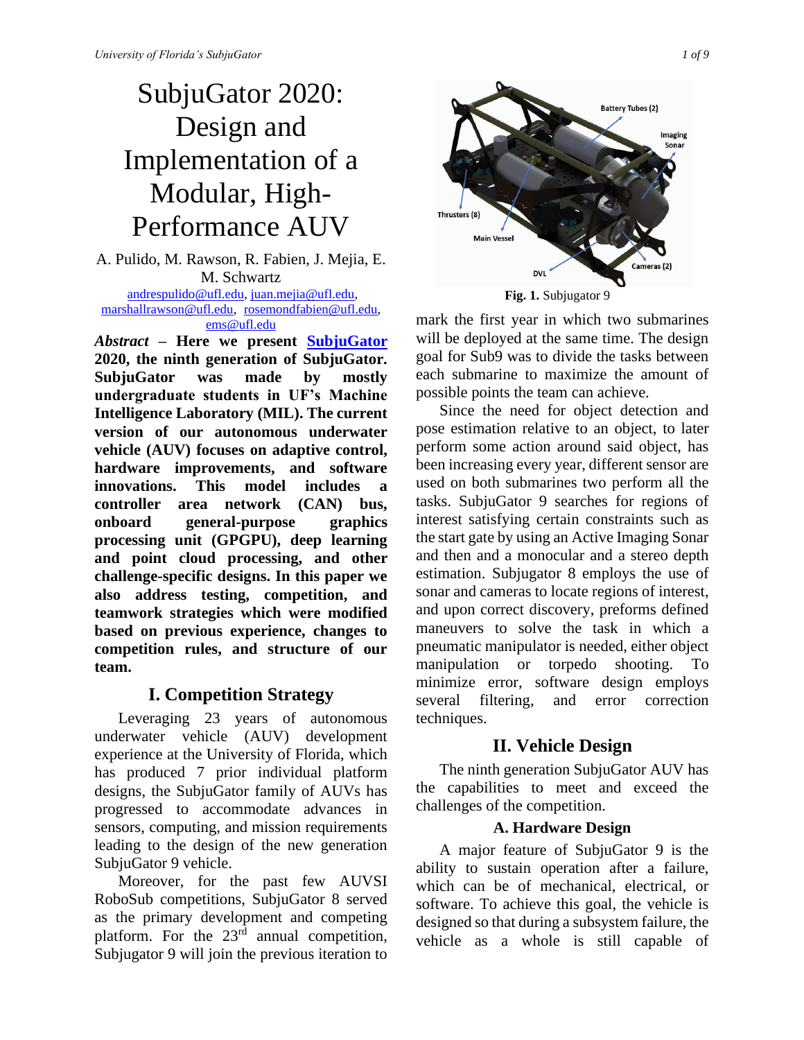# SubjuGator 2020: Design and Implementation of a Modular, High-Performance AUV

A. Pulido, M. Rawson, R. Fabien, J. Mejia, E. M. Schwartz

andrespulido@ufl.edu, juan.mejia@ufl.edu, marshallrawson@ufl.edu, rosemondfabien@ufl.edu, ems@ufl.edu

***Abstract* – Here we present SubjuGator 2020, the ninth generation of SubjuGator. SubjuGator was made by mostly undergraduate students in UF's Machine Intelligence Laboratory (MIL). The current version of our autonomous underwater vehicle (AUV) focuses on adaptive control, hardware improvements, and software innovations. This model includes a controller area network (CAN) bus, onboard general-purpose graphics processing unit (GPGPU), deep learning and point cloud processing, and other challenge-specific designs. In this paper we also address testing, competition, and teamwork strategies which were modified based on previous experience, changes to competition rules, and structure of our team.**

## I. Competition Strategy

Leveraging 23 years of autonomous underwater vehicle (AUV) development experience at the University of Florida, which has produced 7 prior individual platform designs, the SubjuGator family of AUVs has progressed to accommodate advances in sensors, computing, and mission requirements leading to the design of the new generation SubjuGator 9 vehicle.

Moreover, for the past few AUVSI RoboSub competitions, SubjuGator 8 served as the primary development and competing platform. For the 23rd annual competition, Subjugator 9 will join the previous iteration to mark the first year in which two submarines will be deployed at the same time. The design goal for Sub9 was to divide the tasks between each submarine to maximize the amount of possible points the team can achieve.

Battery Tubes (2), Imaging Sonar, Thrusters (8), Main Vessel, DVL, Cameras (2)

**Fig. 1.** Subjugator 9

Since the need for object detection and pose estimation relative to an object, to later perform some action around said object, has been increasing every year, different sensor are used on both submarines two perform all the tasks. SubjuGator 9 searches for regions of interest satisfying certain constraints such as the start gate by using an Active Imaging Sonar and then and a monocular and a stereo depth estimation. Subjugator 8 employs the use of sonar and cameras to locate regions of interest, and upon correct discovery, preforms defined maneuvers to solve the task in which a pneumatic manipulator is needed, either object manipulation or torpedo shooting. To minimize error, software design employs several filtering, and error correction techniques.

## II. Vehicle Design

The ninth generation SubjuGator AUV has the capabilities to meet and exceed the challenges of the competition.

### A. Hardware Design

A major feature of SubjuGator 9 is the ability to sustain operation after a failure, which can be of mechanical, electrical, or software. To achieve this goal, the vehicle is designed so that during a subsystem failure, the vehicle as a whole is still capable of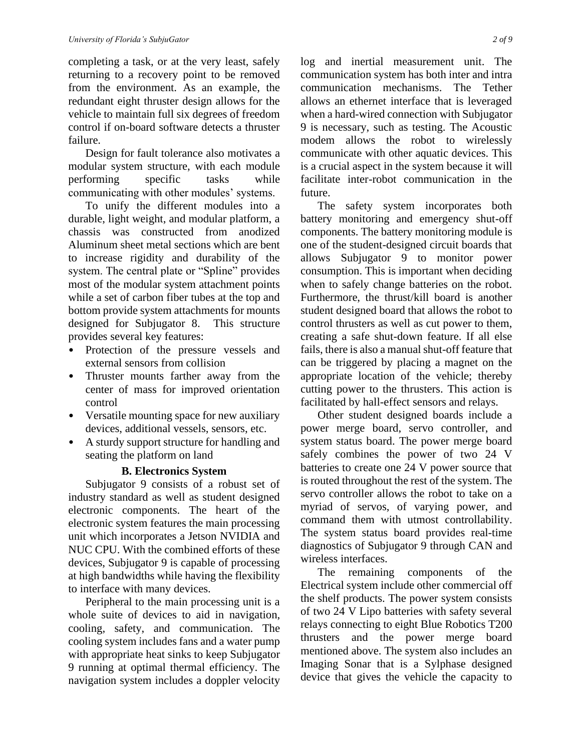completing a task, or at the very least, safely returning to a recovery point to be removed from the environment. As an example, the redundant eight thruster design allows for the vehicle to maintain full six degrees of freedom control if on-board software detects a thruster failure.

Design for fault tolerance also motivates a modular system structure, with each module performing specific tasks while communicating with other modules' systems.

To unify the different modules into a durable, light weight, and modular platform, a chassis was constructed from anodized Aluminum sheet metal sections which are bent to increase rigidity and durability of the system. The central plate or "Spline" provides most of the modular system attachment points while a set of carbon fiber tubes at the top and bottom provide system attachments for mounts designed for Subjugator 8. This structure provides several key features:

- Protection of the pressure vessels and external sensors from collision
- Thruster mounts farther away from the center of mass for improved orientation control
- Versatile mounting space for new auxiliary devices, additional vessels, sensors, etc.
- A sturdy support structure for handling and seating the platform on land

### B. Electronics System

Subjugator 9 consists of a robust set of industry standard as well as student designed electronic components. The heart of the electronic system features the main processing unit which incorporates a Jetson NVIDIA and NUC CPU. With the combined efforts of these devices, Subjugator 9 is capable of processing at high bandwidths while having the flexibility to interface with many devices.

Peripheral to the main processing unit is a whole suite of devices to aid in navigation, cooling, safety, and communication. The cooling system includes fans and a water pump with appropriate heat sinks to keep Subjugator 9 running at optimal thermal efficiency. The navigation system includes a doppler velocity log and inertial measurement unit. The communication system has both inter and intra communication mechanisms. The Tether allows an ethernet interface that is leveraged when a hard-wired connection with Subjugator 9 is necessary, such as testing. The Acoustic modem allows the robot to wirelessly communicate with other aquatic devices. This is a crucial aspect in the system because it will facilitate inter-robot communication in the future.

The safety system incorporates both battery monitoring and emergency shut-off components. The battery monitoring module is one of the student-designed circuit boards that allows Subjugator 9 to monitor power consumption. This is important when deciding when to safely change batteries on the robot. Furthermore, the thrust/kill board is another student designed board that allows the robot to control thrusters as well as cut power to them, creating a safe shut-down feature. If all else fails, there is also a manual shut-off feature that can be triggered by placing a magnet on the appropriate location of the vehicle; thereby cutting power to the thrusters. This action is facilitated by hall-effect sensors and relays.

Other student designed boards include a power merge board, servo controller, and system status board. The power merge board safely combines the power of two 24 V batteries to create one 24 V power source that is routed throughout the rest of the system. The servo controller allows the robot to take on a myriad of servos, of varying power, and command them with utmost controllability. The system status board provides real-time diagnostics of Subjugator 9 through CAN and wireless interfaces.

The remaining components of the Electrical system include other commercial off the shelf products. The power system consists of two 24 V Lipo batteries with safety several relays connecting to eight Blue Robotics T200 thrusters and the power merge board mentioned above. The system also includes an Imaging Sonar that is a Sylphase designed device that gives the vehicle the capacity to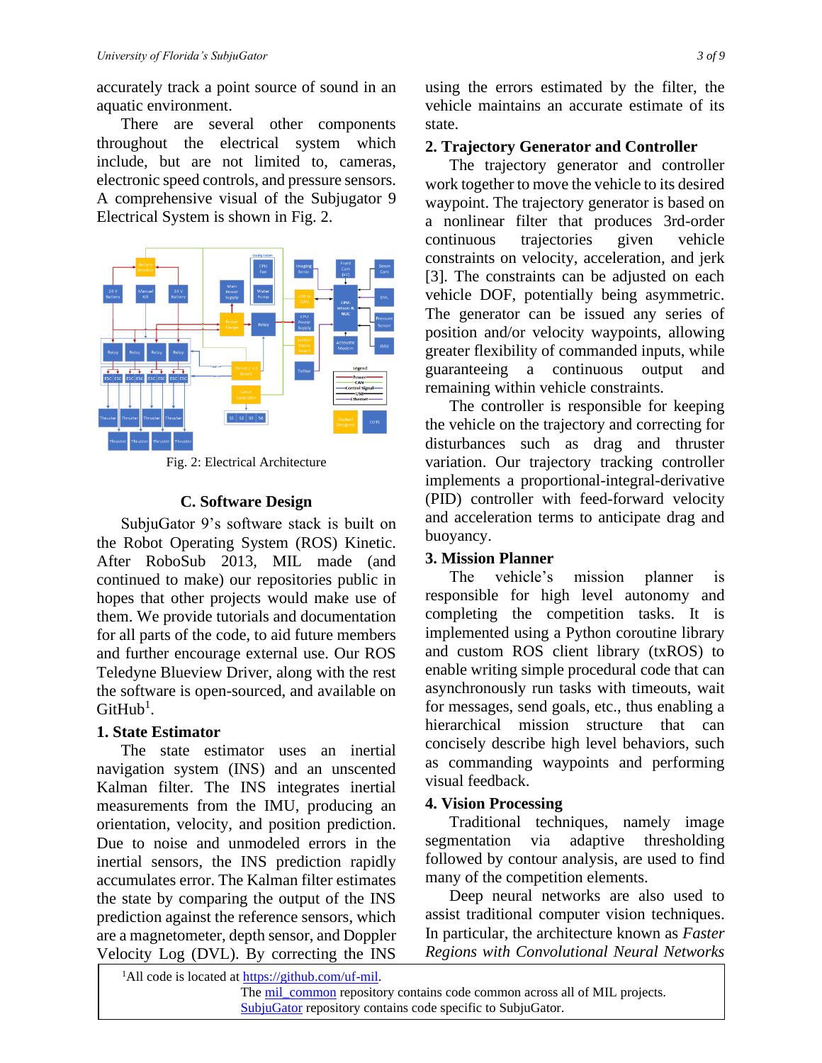accurately track a point source of sound in an aquatic environment.

There are several other components throughout the electrical system which include, but are not limited to, cameras, electronic speed controls, and pressure sensors. A comprehensive visual of the Subjugator 9 Electrical System is shown in Fig. 2.

Fig. 2: Electrical Architecture

## C. Software Design

SubjuGator 9's software stack is built on the Robot Operating System (ROS) Kinetic. After RoboSub 2013, MIL made (and continued to make) our repositories public in hopes that other projects would make use of them. We provide tutorials and documentation for all parts of the code, to aid future members and further encourage external use. Our ROS Teledyne Blueview Driver, along with the rest the software is open-sourced, and available on GitHub[1].

### 1. State Estimator

The state estimator uses an inertial navigation system (INS) and an unscented Kalman filter. The INS integrates inertial measurements from the IMU, producing an orientation, velocity, and position prediction. Due to noise and unmodeled errors in the inertial sensors, the INS prediction rapidly accumulates error. The Kalman filter estimates the state by comparing the output of the INS prediction against the reference sensors, which are a magnetometer, depth sensor, and Doppler Velocity Log (DVL). By correcting the INS using the errors estimated by the filter, the vehicle maintains an accurate estimate of its state.

### 2. Trajectory Generator and Controller

The trajectory generator and controller work together to move the vehicle to its desired waypoint. The trajectory generator is based on a nonlinear filter that produces 3rd-order continuous trajectories given vehicle constraints on velocity, acceleration, and jerk [3]. The constraints can be adjusted on each vehicle DOF, potentially being asymmetric. The generator can be issued any series of position and/or velocity waypoints, allowing greater flexibility of commanded inputs, while guaranteeing a continuous output and remaining within vehicle constraints.

The controller is responsible for keeping the vehicle on the trajectory and correcting for disturbances such as drag and thruster variation. Our trajectory tracking controller implements a proportional-integral-derivative (PID) controller with feed-forward velocity and acceleration terms to anticipate drag and buoyancy.

### 3. Mission Planner

The vehicle's mission planner is responsible for high level autonomy and completing the competition tasks. It is implemented using a Python coroutine library and custom ROS client library (txROS) to enable writing simple procedural code that can asynchronously run tasks with timeouts, wait for messages, send goals, etc., thus enabling a hierarchical mission structure that can concisely describe high level behaviors, such as commanding waypoints and performing visual feedback.

### 4. Vision Processing

Traditional techniques, namely image segmentation via adaptive thresholding followed by contour analysis, are used to find many of the competition elements.

Deep neural networks are also used to assist traditional computer vision techniques. In particular, the architecture known as *Faster Regions with Convolutional Neural Networks*

---

[1]All code is located at https://github.com/uf-mil.
The mil_common repository contains code common across all of MIL projects.
SubjuGator repository contains code specific to SubjuGator.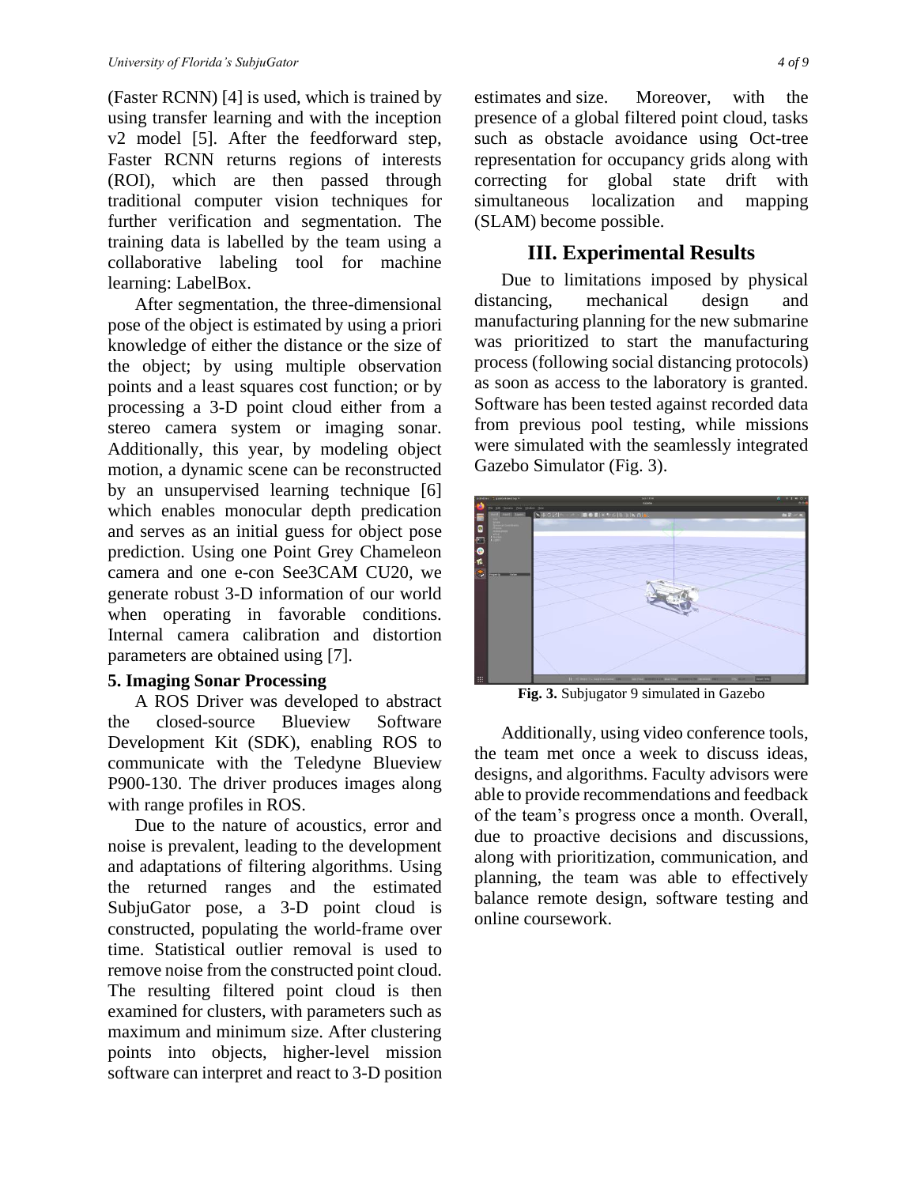(Faster RCNN) [4] is used, which is trained by using transfer learning and with the inception v2 model [5]. After the feedforward step, Faster RCNN returns regions of interests (ROI), which are then passed through traditional computer vision techniques for further verification and segmentation. The training data is labelled by the team using a collaborative labeling tool for machine learning: LabelBox.

After segmentation, the three-dimensional pose of the object is estimated by using a priori knowledge of either the distance or the size of the object; by using multiple observation points and a least squares cost function; or by processing a 3-D point cloud either from a stereo camera system or imaging sonar. Additionally, this year, by modeling object motion, a dynamic scene can be reconstructed by an unsupervised learning technique [6] which enables monocular depth predication and serves as an initial guess for object pose prediction. Using one Point Grey Chameleon camera and one e-con See3CAM CU20, we generate robust 3-D information of our world when operating in favorable conditions. Internal camera calibration and distortion parameters are obtained using [7].

**5. Imaging Sonar Processing**

A ROS Driver was developed to abstract the closed-source Blueview Software Development Kit (SDK), enabling ROS to communicate with the Teledyne Blueview P900-130. The driver produces images along with range profiles in ROS.

Due to the nature of acoustics, error and noise is prevalent, leading to the development and adaptations of filtering algorithms. Using the returned ranges and the estimated SubjuGator pose, a 3-D point cloud is constructed, populating the world-frame over time. Statistical outlier removal is used to remove noise from the constructed point cloud. The resulting filtered point cloud is then examined for clusters, with parameters such as maximum and minimum size. After clustering points into objects, higher-level mission software can interpret and react to 3-D position estimates and size. Moreover, with the presence of a global filtered point cloud, tasks such as obstacle avoidance using Oct-tree representation for occupancy grids along with correcting for global state drift with simultaneous localization and mapping (SLAM) become possible.

## III. Experimental Results

Due to limitations imposed by physical distancing, mechanical design and manufacturing planning for the new submarine was prioritized to start the manufacturing process (following social distancing protocols) as soon as access to the laboratory is granted. Software has been tested against recorded data from previous pool testing, while missions were simulated with the seamlessly integrated Gazebo Simulator (Fig. 3).

**Fig. 3.** Subjugator 9 simulated in Gazebo

Additionally, using video conference tools, the team met once a week to discuss ideas, designs, and algorithms. Faculty advisors were able to provide recommendations and feedback of the team's progress once a month. Overall, due to proactive decisions and discussions, along with prioritization, communication, and planning, the team was able to effectively balance remote design, software testing and online coursework.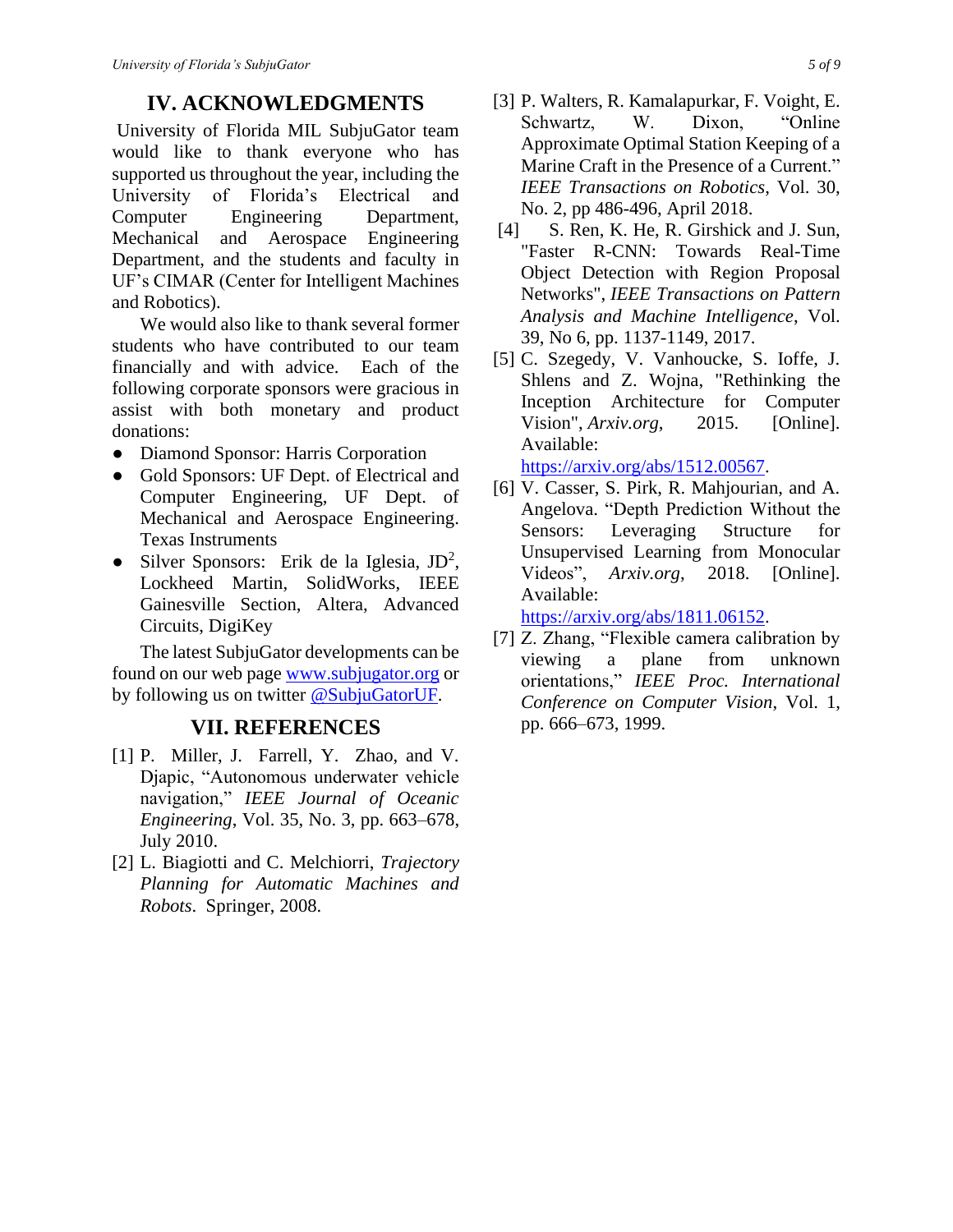# IV. ACKNOWLEDGMENTS

University of Florida MIL SubjuGator team would like to thank everyone who has supported us throughout the year, including the University of Florida's Electrical and Computer Engineering Department, Mechanical and Aerospace Engineering Department, and the students and faculty in UF's CIMAR (Center for Intelligent Machines and Robotics).

We would also like to thank several former students who have contributed to our team financially and with advice. Each of the following corporate sponsors were gracious in assist with both monetary and product donations:

- Diamond Sponsor: Harris Corporation
- Gold Sponsors: UF Dept. of Electrical and Computer Engineering, UF Dept. of Mechanical and Aerospace Engineering. Texas Instruments
- Silver Sponsors: Erik de la Iglesia, JD[2], Lockheed Martin, SolidWorks, IEEE Gainesville Section, Altera, Advanced Circuits, DigiKey

The latest SubjuGator developments can be found on our web page [www.subjugator.org](http://www.subjugator.org) or by following us on twitter [@SubjuGatorUF](https://twitter.com/SubjuGatorUF).

# VII. REFERENCES

[1] P. Miller, J. Farrell, Y. Zhao, and V. Djapic, "Autonomous underwater vehicle navigation," *IEEE Journal of Oceanic Engineering*, Vol. 35, No. 3, pp. 663–678, July 2010.

[2] L. Biagiotti and C. Melchiorri, *Trajectory Planning for Automatic Machines and Robots*. Springer, 2008.

[3] P. Walters, R. Kamalapurkar, F. Voight, E. Schwartz, W. Dixon, "Online Approximate Optimal Station Keeping of a Marine Craft in the Presence of a Current." *IEEE Transactions on Robotics*, Vol. 30, No. 2, pp 486-496, April 2018.

[4] S. Ren, K. He, R. Girshick and J. Sun, "Faster R-CNN: Towards Real-Time Object Detection with Region Proposal Networks", *IEEE Transactions on Pattern Analysis and Machine Intelligence*, Vol. 39, No 6, pp. 1137-1149, 2017.

[5] C. Szegedy, V. Vanhoucke, S. Ioffe, J. Shlens and Z. Wojna, "Rethinking the Inception Architecture for Computer Vision", *Arxiv.org*, 2015. [Online]. Available: [https://arxiv.org/abs/1512.00567](https://arxiv.org/abs/1512.00567).

[6] V. Casser, S. Pirk, R. Mahjourian, and A. Angelova. "Depth Prediction Without the Sensors: Leveraging Structure for Unsupervised Learning from Monocular Videos", *Arxiv.org*, 2018. [Online]. Available: [https://arxiv.org/abs/1811.06152](https://arxiv.org/abs/1811.06152).

[7] Z. Zhang, "Flexible camera calibration by viewing a plane from unknown orientations," *IEEE Proc. International Conference on Computer Vision*, Vol. 1, pp. 666–673, 1999.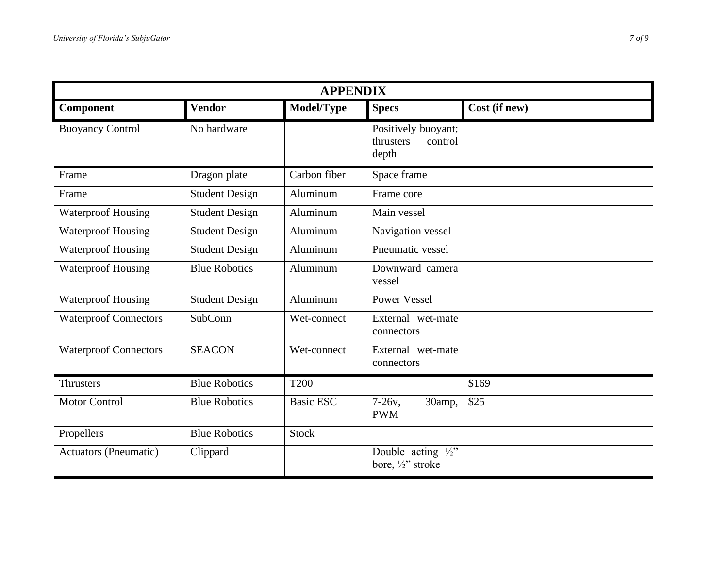| APPENDIX | | | | |
|---|---|---|---|---|
| **Component** | **Vendor** | **Model/Type** | **Specs** | **Cost (if new)** |
| Buoyancy Control | No hardware | | Positively buoyant; thrusters control depth | |
| Frame | Dragon plate | Carbon fiber | Space frame | |
| Frame | Student Design | Aluminum | Frame core | |
| Waterproof Housing | Student Design | Aluminum | Main vessel | |
| Waterproof Housing | Student Design | Aluminum | Navigation vessel | |
| Waterproof Housing | Student Design | Aluminum | Pneumatic vessel | |
| Waterproof Housing | Blue Robotics | Aluminum | Downward camera vessel | |
| Waterproof Housing | Student Design | Aluminum | Power Vessel | |
| Waterproof Connectors | SubConn | Wet-connect | External wet-mate connectors | |
| Waterproof Connectors | SEACON | Wet-connect | External wet-mate connectors | |
| Thrusters | Blue Robotics | T200 | | $169 |
| Motor Control | Blue Robotics | Basic ESC | 7-26v, 30amp, PWM | $25 |
| Propellers | Blue Robotics | Stock | | |
| Actuators (Pneumatic) | Clippard | | Double acting ½" bore, ½" stroke | |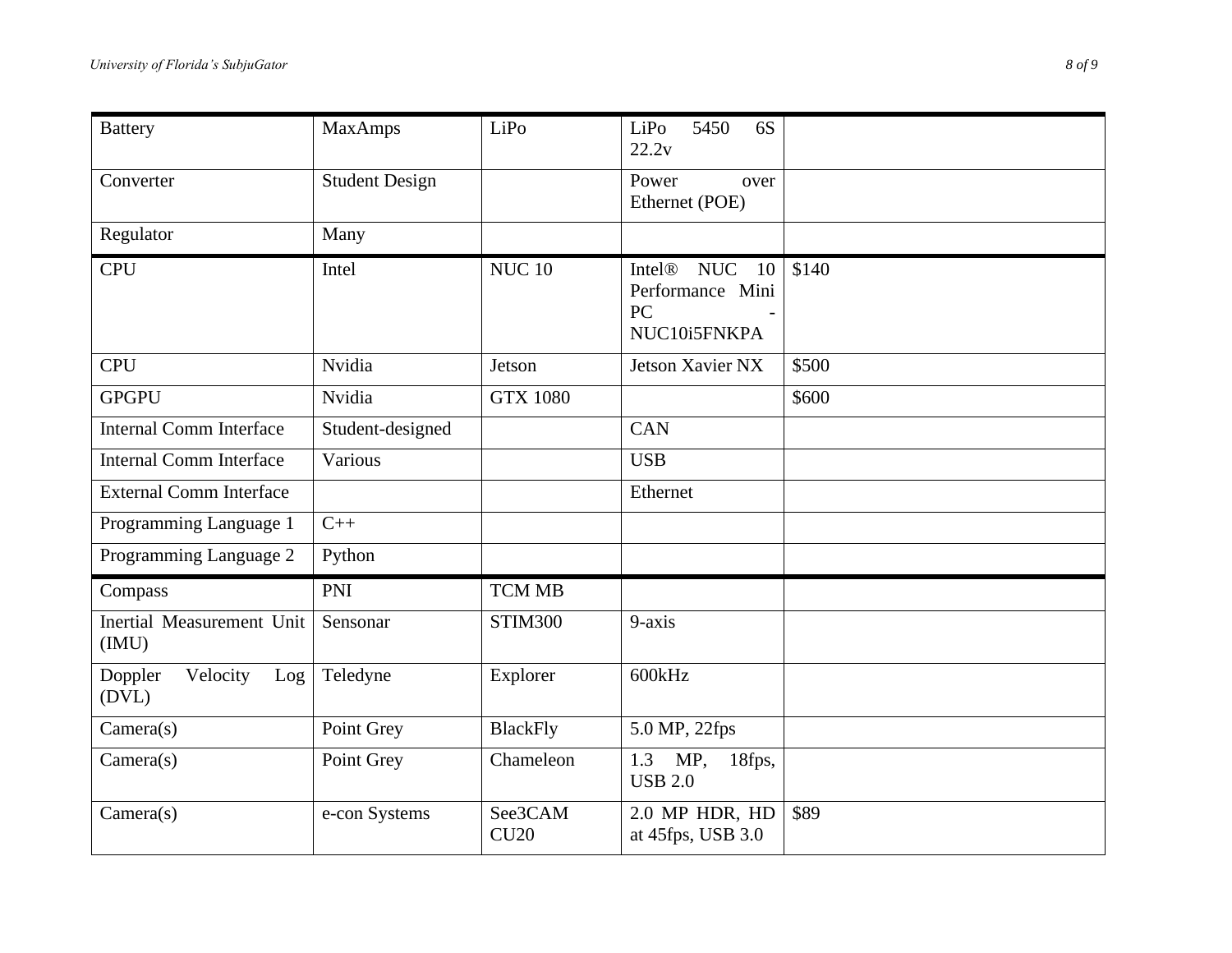| Battery | MaxAmps | LiPo | LiPo 5450 6S 22.2v | |
|---|---|---|---|---|
| Converter | Student Design | | Power over Ethernet (POE) | |
| Regulator | Many | | | |
| CPU | Intel | NUC 10 | Intel® NUC 10 Performance Mini PC - NUC10i5FNKPA | $140 |
| CPU | Nvidia | Jetson | Jetson Xavier NX | $500 |
| GPGPU | Nvidia | GTX 1080 | | $600 |
| Internal Comm Interface | Student-designed | | CAN | |
| Internal Comm Interface | Various | | USB | |
| External Comm Interface | | | Ethernet | |
| Programming Language 1 | C++ | | | |
| Programming Language 2 | Python | | | |
| Compass | PNI | TCM MB | | |
| Inertial Measurement Unit (IMU) | Sensonar | STIM300 | 9-axis | |
| Doppler Velocity Log (DVL) | Teledyne | Explorer | 600kHz | |
| Camera(s) | Point Grey | BlackFly | 5.0 MP, 22fps | |
| Camera(s) | Point Grey | Chameleon | 1.3 MP, 18fps, USB 2.0 | |
| Camera(s) | e-con Systems | See3CAM CU20 | 2.0 MP HDR, HD at 45fps, USB 3.0 | $89 |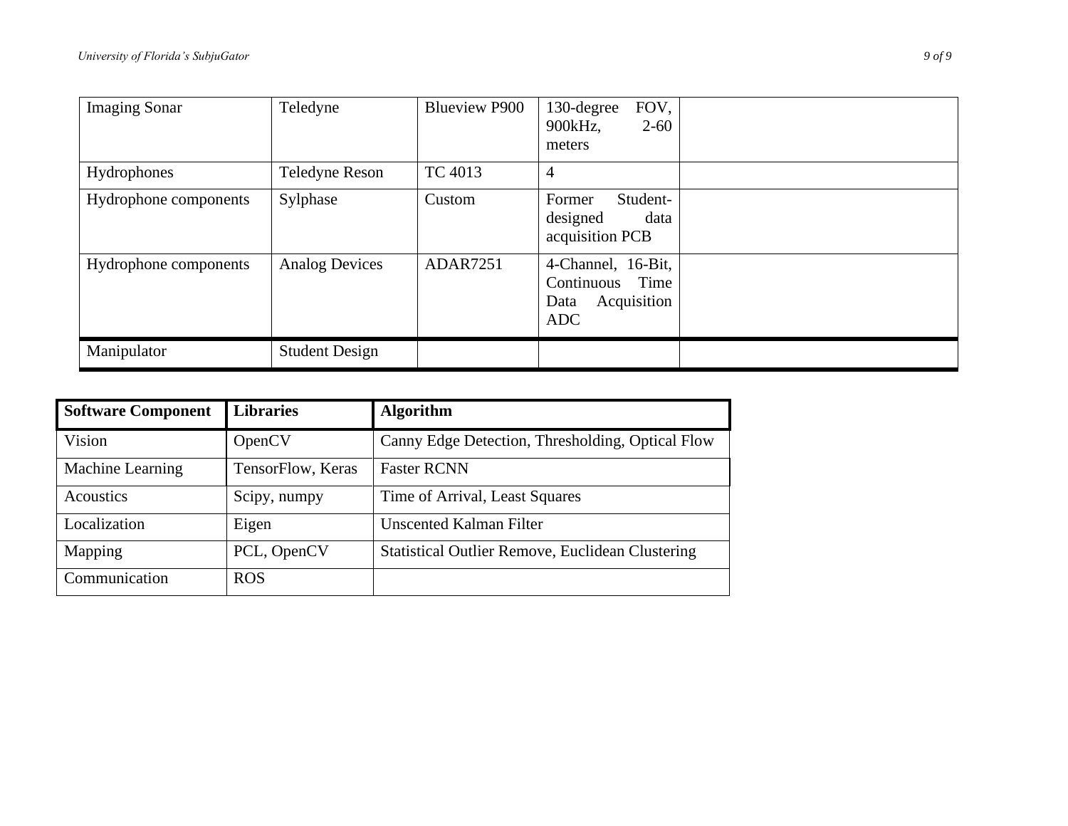| | | | | |
|---|---|---|---|---|
| Imaging Sonar | Teledyne | Blueview P900 | 130-degree FOV, 900kHz, 2-60 meters | |
| Hydrophones | Teledyne Reson | TC 4013 | 4 | |
| Hydrophone components | Sylphase | Custom | Former Student-designed data acquisition PCB | |
| Hydrophone components | Analog Devices | ADAR7251 | 4-Channel, 16-Bit, Continuous Time Data Acquisition ADC | |
| Manipulator | Student Design | | | |

| Software Component | Libraries | Algorithm |
|---|---|---|
| Vision | OpenCV | Canny Edge Detection, Thresholding, Optical Flow |
| Machine Learning | TensorFlow, Keras | Faster RCNN |
| Acoustics | Scipy, numpy | Time of Arrival, Least Squares |
| Localization | Eigen | Unscented Kalman Filter |
| Mapping | PCL, OpenCV | Statistical Outlier Remove, Euclidean Clustering |
| Communication | ROS | |